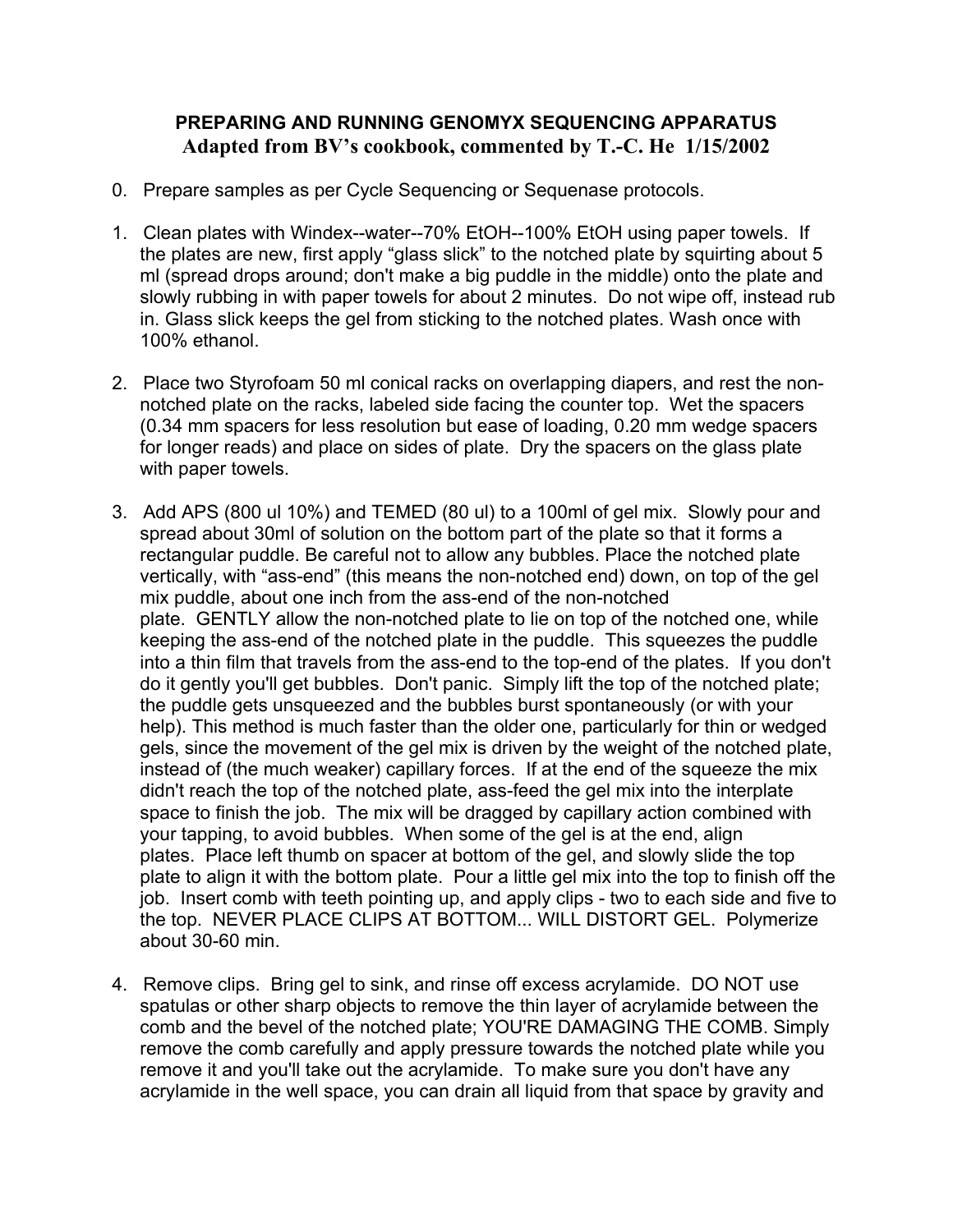# PREPARING AND RUNNING GENOMYX SEQUENCING APPARATUS

## Adapted from BV's cookbook, commented by T.-C. He 1/15/2002

0. Prepare samples as per Cycle Sequencing or Sequenase protocols.

1. Clean plates with Windex--water--70% EtOH--100% EtOH using paper towels. If the plates are new, first apply "glass slick" to the notched plate by squirting about 5 ml (spread drops around; don't make a big puddle in the middle) onto the plate and slowly rubbing in with paper towels for about 2 minutes. Do not wipe off, instead rub in. Glass slick keeps the gel from sticking to the notched plates. Wash once with 100% ethanol.

2. Place two Styrofoam 50 ml conical racks on overlapping diapers, and rest the non-notched plate on the racks, labeled side facing the counter top. Wet the spacers (0.34 mm spacers for less resolution but ease of loading, 0.20 mm wedge spacers for longer reads) and place on sides of plate. Dry the spacers on the glass plate with paper towels.

3. Add APS (800 ul 10%) and TEMED (80 ul) to a 100ml of gel mix. Slowly pour and spread about 30ml of solution on the bottom part of the plate so that it forms a rectangular puddle. Be careful not to allow any bubbles. Place the notched plate vertically, with "ass-end" (this means the non-notched end) down, on top of the gel mix puddle, about one inch from the ass-end of the non-notched plate. GENTLY allow the non-notched plate to lie on top of the notched one, while keeping the ass-end of the notched plate in the puddle. This squeezes the puddle into a thin film that travels from the ass-end to the top-end of the plates. If you don't do it gently you'll get bubbles. Don't panic. Simply lift the top of the notched plate; the puddle gets unsqueezed and the bubbles burst spontaneously (or with your help). This method is much faster than the older one, particularly for thin or wedged gels, since the movement of the gel mix is driven by the weight of the notched plate, instead of (the much weaker) capillary forces. If at the end of the squeeze the mix didn't reach the top of the notched plate, ass-feed the gel mix into the interplate space to finish the job. The mix will be dragged by capillary action combined with your tapping, to avoid bubbles. When some of the gel is at the end, align plates. Place left thumb on spacer at bottom of the gel, and slowly slide the top plate to align it with the bottom plate. Pour a little gel mix into the top to finish off the job. Insert comb with teeth pointing up, and apply clips - two to each side and five to the top. NEVER PLACE CLIPS AT BOTTOM... WILL DISTORT GEL. Polymerize about 30-60 min.

4. Remove clips. Bring gel to sink, and rinse off excess acrylamide. DO NOT use spatulas or other sharp objects to remove the thin layer of acrylamide between the comb and the bevel of the notched plate; YOU'RE DAMAGING THE COMB. Simply remove the comb carefully and apply pressure towards the notched plate while you remove it and you'll take out the acrylamide. To make sure you don't have any acrylamide in the well space, you can drain all liquid from that space by gravity and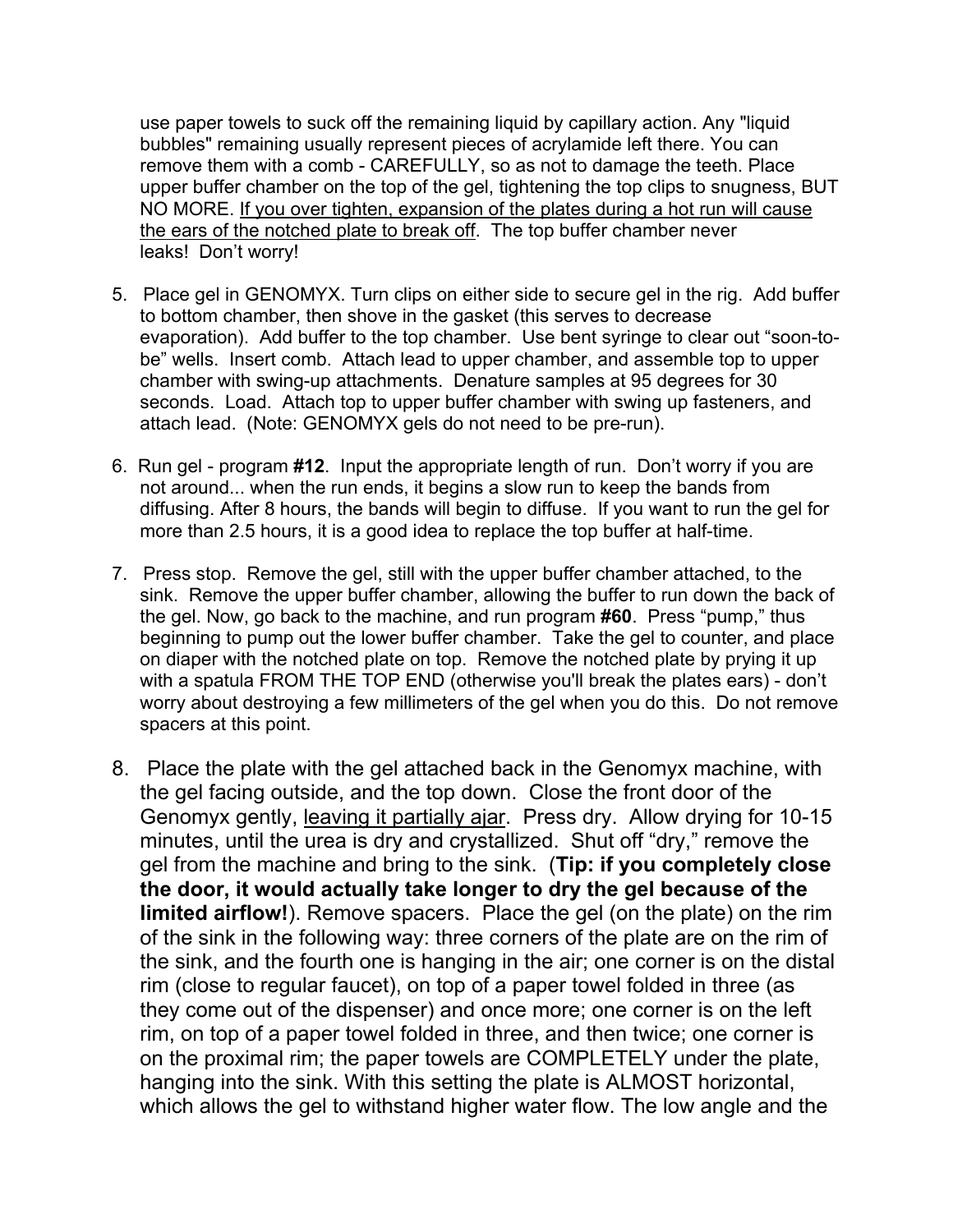use paper towels to suck off the remaining liquid by capillary action. Any "liquid bubbles" remaining usually represent pieces of acrylamide left there. You can remove them with a comb - CAREFULLY, so as not to damage the teeth. Place upper buffer chamber on the top of the gel, tightening the top clips to snugness, BUT NO MORE. <u>If you over tighten, expansion of the plates during a hot run will cause the ears of the notched plate to break off</u>. The top buffer chamber never leaks! Don't worry!

5. Place gel in GENOMYX. Turn clips on either side to secure gel in the rig. Add buffer to bottom chamber, then shove in the gasket (this serves to decrease evaporation). Add buffer to the top chamber. Use bent syringe to clear out "soon-to-be" wells. Insert comb. Attach lead to upper chamber, and assemble top to upper chamber with swing-up attachments. Denature samples at 95 degrees for 30 seconds. Load. Attach top to upper buffer chamber with swing up fasteners, and attach lead. (Note: GENOMYX gels do not need to be pre-run).

6. Run gel - program **#12**. Input the appropriate length of run. Don't worry if you are not around... when the run ends, it begins a slow run to keep the bands from diffusing. After 8 hours, the bands will begin to diffuse. If you want to run the gel for more than 2.5 hours, it is a good idea to replace the top buffer at half-time.

7. Press stop. Remove the gel, still with the upper buffer chamber attached, to the sink. Remove the upper buffer chamber, allowing the buffer to run down the back of the gel. Now, go back to the machine, and run program **#60**. Press "pump," thus beginning to pump out the lower buffer chamber. Take the gel to counter, and place on diaper with the notched plate on top. Remove the notched plate by prying it up with a spatula FROM THE TOP END (otherwise you'll break the plates ears) - don't worry about destroying a few millimeters of the gel when you do this. Do not remove spacers at this point.

8. Place the plate with the gel attached back in the Genomyx machine, with the gel facing outside, and the top down. Close the front door of the Genomyx gently, <u>leaving it partially ajar</u>. Press dry. Allow drying for 10-15 minutes, until the urea is dry and crystallized. Shut off "dry," remove the gel from the machine and bring to the sink. (**Tip: if you completely close the door, it would actually take longer to dry the gel because of the limited airflow!**). Remove spacers. Place the gel (on the plate) on the rim of the sink in the following way: three corners of the plate are on the rim of the sink, and the fourth one is hanging in the air; one corner is on the distal rim (close to regular faucet), on top of a paper towel folded in three (as they come out of the dispenser) and once more; one corner is on the left rim, on top of a paper towel folded in three, and then twice; one corner is on the proximal rim; the paper towels are COMPLETELY under the plate, hanging into the sink. With this setting the plate is ALMOST horizontal, which allows the gel to withstand higher water flow. The low angle and the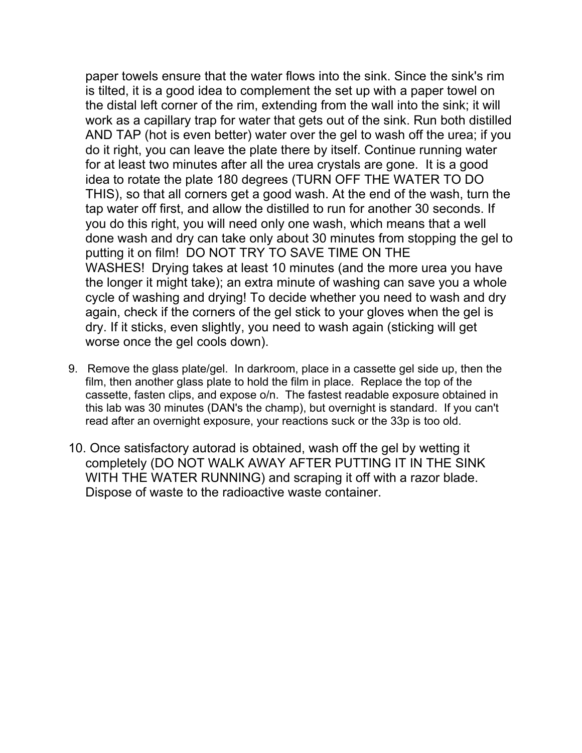paper towels ensure that the water flows into the sink. Since the sink's rim is tilted, it is a good idea to complement the set up with a paper towel on the distal left corner of the rim, extending from the wall into the sink; it will work as a capillary trap for water that gets out of the sink. Run both distilled AND TAP (hot is even better) water over the gel to wash off the urea; if you do it right, you can leave the plate there by itself. Continue running water for at least two minutes after all the urea crystals are gone. It is a good idea to rotate the plate 180 degrees (TURN OFF THE WATER TO DO THIS), so that all corners get a good wash. At the end of the wash, turn the tap water off first, and allow the distilled to run for another 30 seconds. If you do this right, you will need only one wash, which means that a well done wash and dry can take only about 30 minutes from stopping the gel to putting it on film! DO NOT TRY TO SAVE TIME ON THE WASHES! Drying takes at least 10 minutes (and the more urea you have the longer it might take); an extra minute of washing can save you a whole cycle of washing and drying! To decide whether you need to wash and dry again, check if the corners of the gel stick to your gloves when the gel is dry. If it sticks, even slightly, you need to wash again (sticking will get worse once the gel cools down).

9. Remove the glass plate/gel. In darkroom, place in a cassette gel side up, then the film, then another glass plate to hold the film in place. Replace the top of the cassette, fasten clips, and expose o/n. The fastest readable exposure obtained in this lab was 30 minutes (DAN's the champ), but overnight is standard. If you can't read after an overnight exposure, your reactions suck or the 33p is too old.

10. Once satisfactory autorad is obtained, wash off the gel by wetting it completely (DO NOT WALK AWAY AFTER PUTTING IT IN THE SINK WITH THE WATER RUNNING) and scraping it off with a razor blade. Dispose of waste to the radioactive waste container.